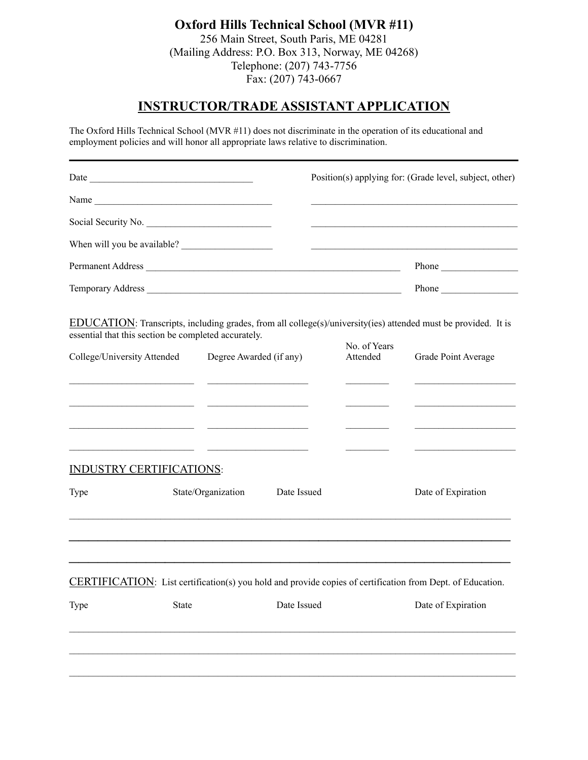# Oxford Hills Technical School (MVR #11)

256 Main Street, South Paris, ME 04281
(Mailing Address: P.O. Box 313, Norway, ME 04268)
Telephone: (207) 743-7756
Fax: (207) 743-0667

## INSTRUCTOR/TRADE ASSISTANT APPLICATION

The Oxford Hills Technical School (MVR #11) does not discriminate in the operation of its educational and employment policies and will honor all appropriate laws relative to discrimination.

---

Date ______________________________ Position(s) applying for: (Grade level, subject, other)

Name __________________________________ ________________________________________

Social Security No. _______________________ ________________________________________

When will you be available? ________________ ________________________________________

Permanent Address ______________________________________________ Phone _______________

Temporary Address ______________________________________________ Phone _______________

EDUCATION: Transcripts, including grades, from all college(s)/university(ies) attended must be provided. It is essential that this section be completed accurately.

| College/University Attended | Degree Awarded (if any) | No. of Years Attended | Grade Point Average |
|---|---|---|---|
| | | | |
| | | | |
| | | | |
| | | | |

INDUSTRY CERTIFICATIONS:

| Type | State/Organization | Date Issued | Date of Expiration |
|---|---|---|---|
| | | | |
| | | | |
| | | | |

CERTIFICATION: List certification(s) you hold and provide copies of certification from Dept. of Education.

| Type | State | Date Issued | Date of Expiration |
|---|---|---|---|
| | | | |
| | | | |
| | | | |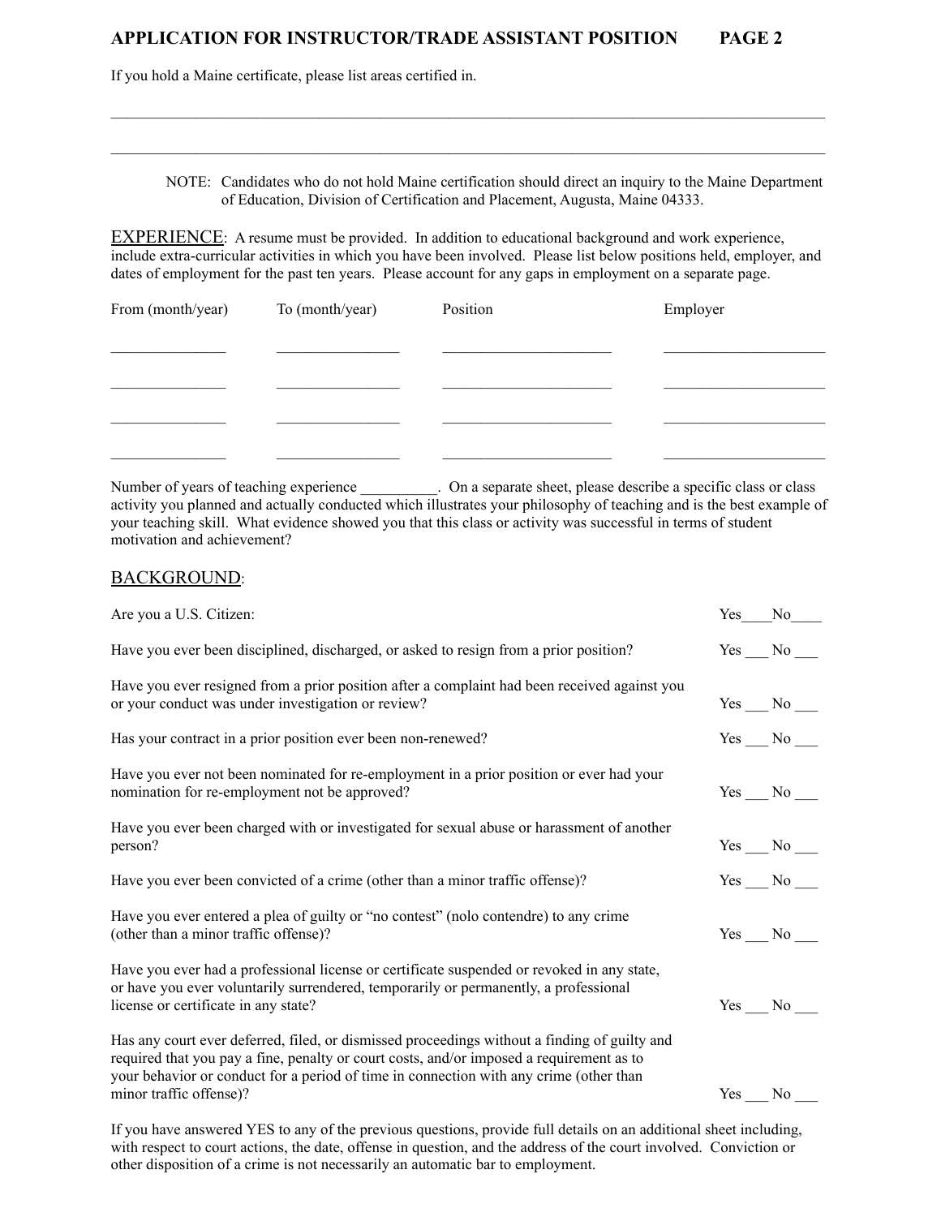## APPLICATION FOR INSTRUCTOR/TRADE ASSISTANT POSITION

If you hold a Maine certificate, please list areas certified in.

\_\_\_\_\_\_\_\_\_\_\_\_\_\_\_\_\_\_\_\_\_\_\_\_\_\_\_\_\_\_\_\_\_\_\_\_\_\_\_\_\_\_\_\_\_\_\_\_\_\_\_\_\_\_\_\_\_\_\_\_\_\_\_\_\_\_\_\_\_\_\_\_\_\_\_\_\_\_

\_\_\_\_\_\_\_\_\_\_\_\_\_\_\_\_\_\_\_\_\_\_\_\_\_\_\_\_\_\_\_\_\_\_\_\_\_\_\_\_\_\_\_\_\_\_\_\_\_\_\_\_\_\_\_\_\_\_\_\_\_\_\_\_\_\_\_\_\_\_\_\_\_\_\_\_\_\_

NOTE: Candidates who do not hold Maine certification should direct an inquiry to the Maine Department of Education, Division of Certification and Placement, Augusta, Maine 04333.

EXPERIENCE: A resume must be provided. In addition to educational background and work experience, include extra-curricular activities in which you have been involved. Please list below positions held, employer, and dates of employment for the past ten years. Please account for any gaps in employment on a separate page.

| From (month/year) | To (month/year) | Position | Employer |
|---|---|---|---|
| | | | |
| | | | |
| | | | |
| | | | |

Number of years of teaching experience \_\_\_\_\_\_\_\_\_\_. On a separate sheet, please describe a specific class or class activity you planned and actually conducted which illustrates your philosophy of teaching and is the best example of your teaching skill. What evidence showed you that this class or activity was successful in terms of student motivation and achievement?

BACKGROUND:

Are you a U.S. Citizen: Yes\_\_\_\_No\_\_\_\_

Have you ever been disciplined, discharged, or asked to resign from a prior position? Yes \_\_\_ No \_\_\_

Have you ever resigned from a prior position after a complaint had been received against you or your conduct was under investigation or review? Yes \_\_\_ No \_\_\_

Has your contract in a prior position ever been non-renewed? Yes \_\_\_ No \_\_\_

Have you ever not been nominated for re-employment in a prior position or ever had your nomination for re-employment not be approved? Yes \_\_\_ No \_\_\_

Have you ever been charged with or investigated for sexual abuse or harassment of another person? Yes \_\_\_ No \_\_\_

Have you ever been convicted of a crime (other than a minor traffic offense)? Yes \_\_\_ No \_\_\_

Have you ever entered a plea of guilty or "no contest" (nolo contendre) to any crime (other than a minor traffic offense)? Yes \_\_\_ No \_\_\_

Have you ever had a professional license or certificate suspended or revoked in any state, or have you ever voluntarily surrendered, temporarily or permanently, a professional license or certificate in any state? Yes \_\_\_ No \_\_\_

Has any court ever deferred, filed, or dismissed proceedings without a finding of guilty and required that you pay a fine, penalty or court costs, and/or imposed a requirement as to your behavior or conduct for a period of time in connection with any crime (other than minor traffic offense)? Yes \_\_\_ No \_\_\_

If you have answered YES to any of the previous questions, provide full details on an additional sheet including, with respect to court actions, the date, offense in question, and the address of the court involved. Conviction or other disposition of a crime is not necessarily an automatic bar to employment.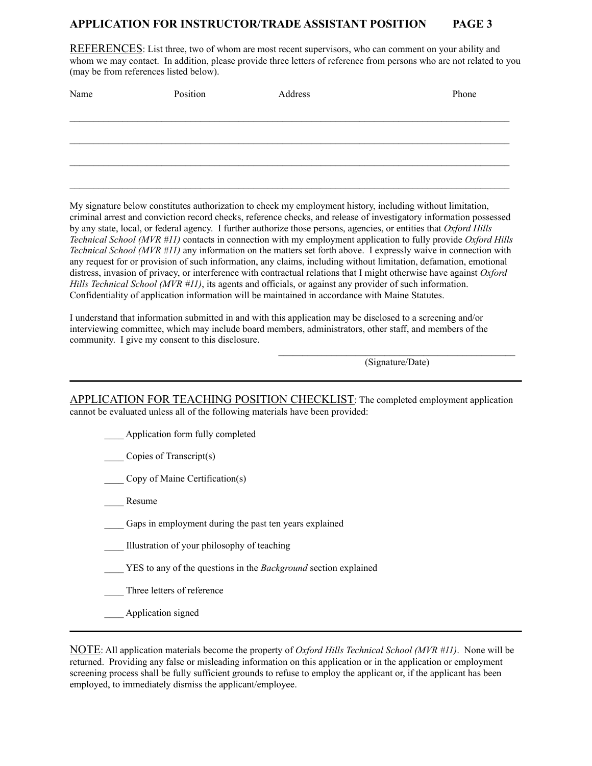## APPLICATION FOR INSTRUCTOR/TRADE ASSISTANT POSITION PAGE 3

REFERENCES: List three, two of whom are most recent supervisors, who can comment on your ability and whom we may contact. In addition, please provide three letters of reference from persons who are not related to you (may be from references listed below).

| Name | Position | Address | Phone |
|---|---|---|---|
| | | | |
| | | | |
| | | | |
| | | | |

My signature below constitutes authorization to check my employment history, including without limitation, criminal arrest and conviction record checks, reference checks, and release of investigatory information possessed by any state, local, or federal agency. I further authorize those persons, agencies, or entities that *Oxford Hills Technical School (MVR #11)* contacts in connection with my employment application to fully provide *Oxford Hills Technical School (MVR #11)* any information on the matters set forth above. I expressly waive in connection with any request for or provision of such information, any claims, including without limitation, defamation, emotional distress, invasion of privacy, or interference with contractual relations that I might otherwise have against *Oxford Hills Technical School (MVR #11)*, its agents and officials, or against any provider of such information. Confidentiality of application information will be maintained in accordance with Maine Statutes.

I understand that information submitted in and with this application may be disclosed to a screening and/or interviewing committee, which may include board members, administrators, other staff, and members of the community. I give my consent to this disclosure.

_____________________________________________
(Signature/Date)

---

APPLICATION FOR TEACHING POSITION CHECKLIST: The completed employment application cannot be evaluated unless all of the following materials have been provided:

____ Application form fully completed

____ Copies of Transcript(s)

____ Copy of Maine Certification(s)

____ Resume

____ Gaps in employment during the past ten years explained

____ Illustration of your philosophy of teaching

____ YES to any of the questions in the *Background* section explained

____ Three letters of reference

____ Application signed

---

NOTE: All application materials become the property of *Oxford Hills Technical School (MVR #11)*. None will be returned. Providing any false or misleading information on this application or in the application or employment screening process shall be fully sufficient grounds to refuse to employ the applicant or, if the applicant has been employed, to immediately dismiss the applicant/employee.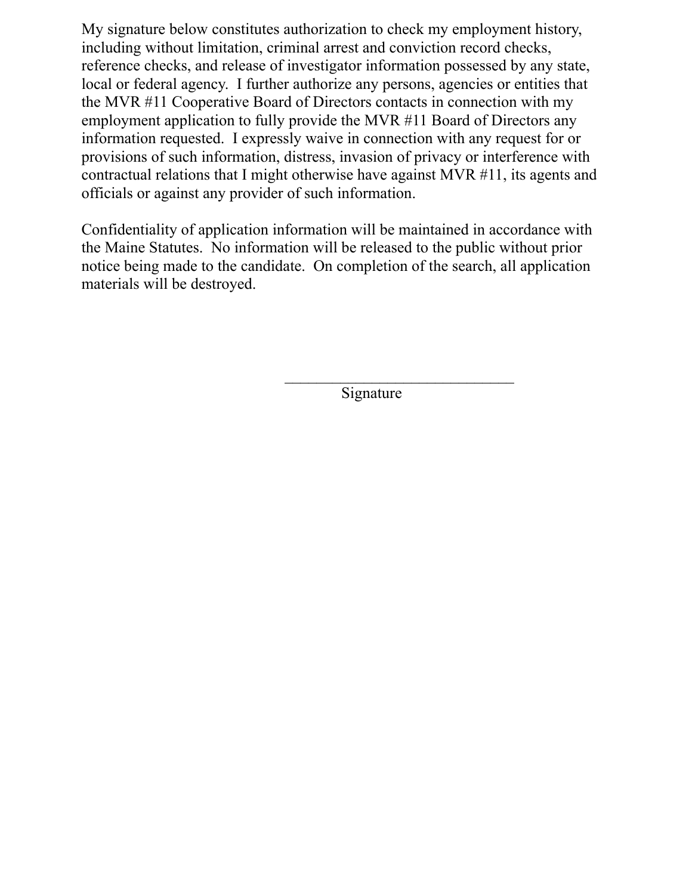My signature below constitutes authorization to check my employment history, including without limitation, criminal arrest and conviction record checks, reference checks, and release of investigator information possessed by any state, local or federal agency.  I further authorize any persons, agencies or entities that the MVR #11 Cooperative Board of Directors contacts in connection with my employment application to fully provide the MVR #11 Board of Directors any information requested.  I expressly waive in connection with any request for or provisions of such information, distress, invasion of privacy or interference with contractual relations that I might otherwise have against MVR #11, its agents and officials or against any provider of such information.

Confidentiality of application information will be maintained in accordance with the Maine Statutes.  No information will be released to the public without prior notice being made to the candidate.  On completion of the search, all application materials will be destroyed.

______________________________

Signature